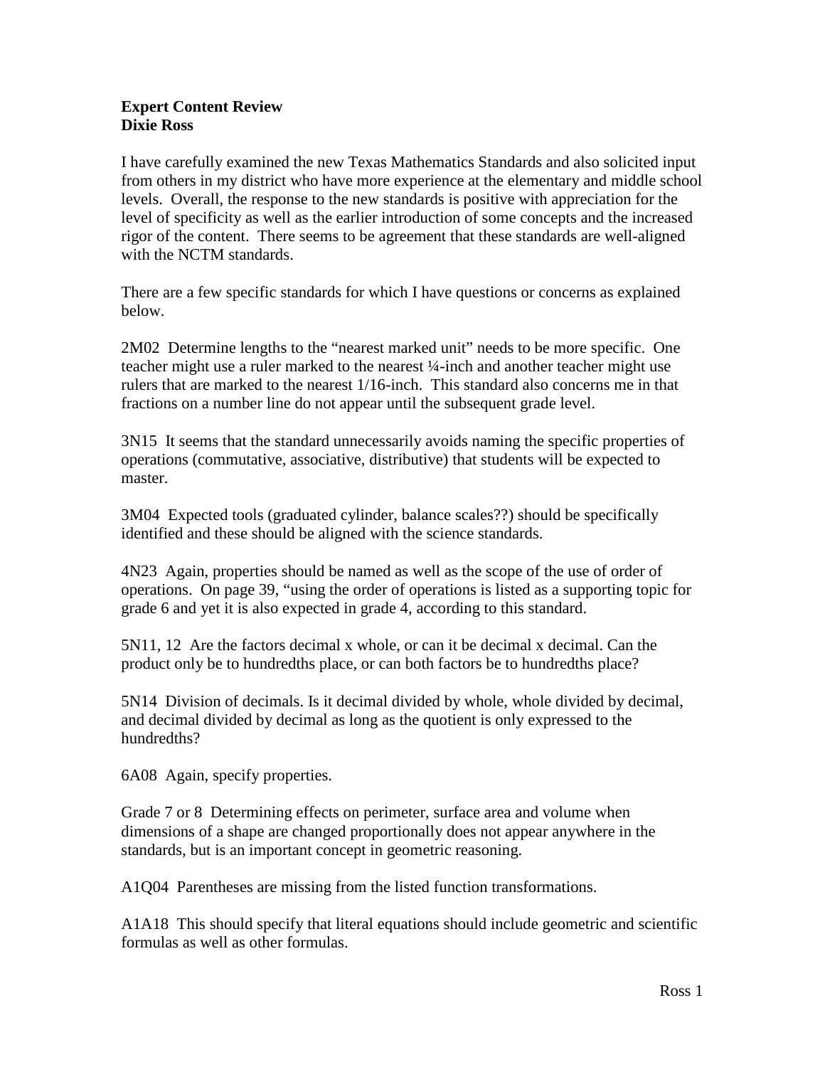**Expert Content Review**
**Dixie Ross**

I have carefully examined the new Texas Mathematics Standards and also solicited input from others in my district who have more experience at the elementary and middle school levels. Overall, the response to the new standards is positive with appreciation for the level of specificity as well as the earlier introduction of some concepts and the increased rigor of the content. There seems to be agreement that these standards are well-aligned with the NCTM standards.

There are a few specific standards for which I have questions or concerns as explained below.

2M02 Determine lengths to the "nearest marked unit" needs to be more specific. One teacher might use a ruler marked to the nearest ¼-inch and another teacher might use rulers that are marked to the nearest 1/16-inch. This standard also concerns me in that fractions on a number line do not appear until the subsequent grade level.

3N15 It seems that the standard unnecessarily avoids naming the specific properties of operations (commutative, associative, distributive) that students will be expected to master.

3M04 Expected tools (graduated cylinder, balance scales??) should be specifically identified and these should be aligned with the science standards.

4N23 Again, properties should be named as well as the scope of the use of order of operations. On page 39, "using the order of operations is listed as a supporting topic for grade 6 and yet it is also expected in grade 4, according to this standard.

5N11, 12 Are the factors decimal x whole, or can it be decimal x decimal. Can the product only be to hundredths place, or can both factors be to hundredths place?

5N14 Division of decimals. Is it decimal divided by whole, whole divided by decimal, and decimal divided by decimal as long as the quotient is only expressed to the hundredths?

6A08 Again, specify properties.

Grade 7 or 8 Determining effects on perimeter, surface area and volume when dimensions of a shape are changed proportionally does not appear anywhere in the standards, but is an important concept in geometric reasoning.

A1Q04 Parentheses are missing from the listed function transformations.

A1A18 This should specify that literal equations should include geometric and scientific formulas as well as other formulas.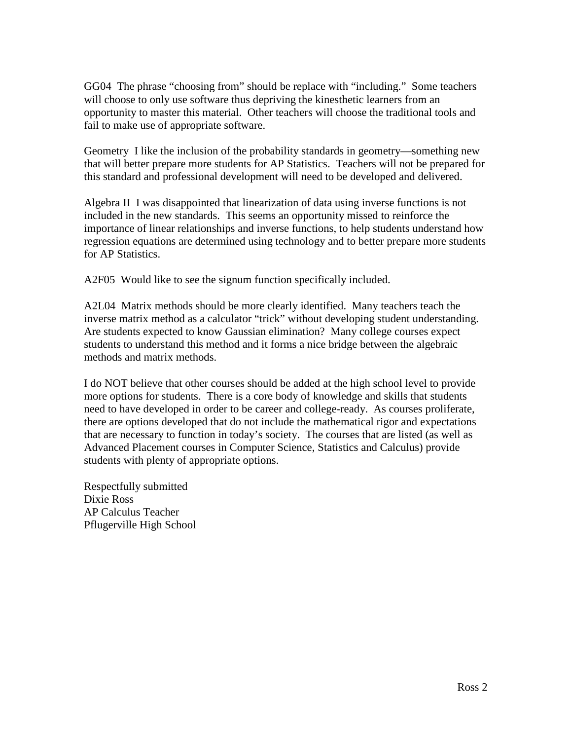GG04 The phrase "choosing from" should be replace with "including." Some teachers will choose to only use software thus depriving the kinesthetic learners from an opportunity to master this material. Other teachers will choose the traditional tools and fail to make use of appropriate software.

Geometry I like the inclusion of the probability standards in geometry—something new that will better prepare more students for AP Statistics. Teachers will not be prepared for this standard and professional development will need to be developed and delivered.

Algebra II I was disappointed that linearization of data using inverse functions is not included in the new standards. This seems an opportunity missed to reinforce the importance of linear relationships and inverse functions, to help students understand how regression equations are determined using technology and to better prepare more students for AP Statistics.

A2F05 Would like to see the signum function specifically included.

A2L04 Matrix methods should be more clearly identified. Many teachers teach the inverse matrix method as a calculator "trick" without developing student understanding. Are students expected to know Gaussian elimination? Many college courses expect students to understand this method and it forms a nice bridge between the algebraic methods and matrix methods.

I do NOT believe that other courses should be added at the high school level to provide more options for students. There is a core body of knowledge and skills that students need to have developed in order to be career and college-ready. As courses proliferate, there are options developed that do not include the mathematical rigor and expectations that are necessary to function in today's society. The courses that are listed (as well as Advanced Placement courses in Computer Science, Statistics and Calculus) provide students with plenty of appropriate options.

Respectfully submitted  
Dixie Ross  
AP Calculus Teacher  
Pflugerville High School